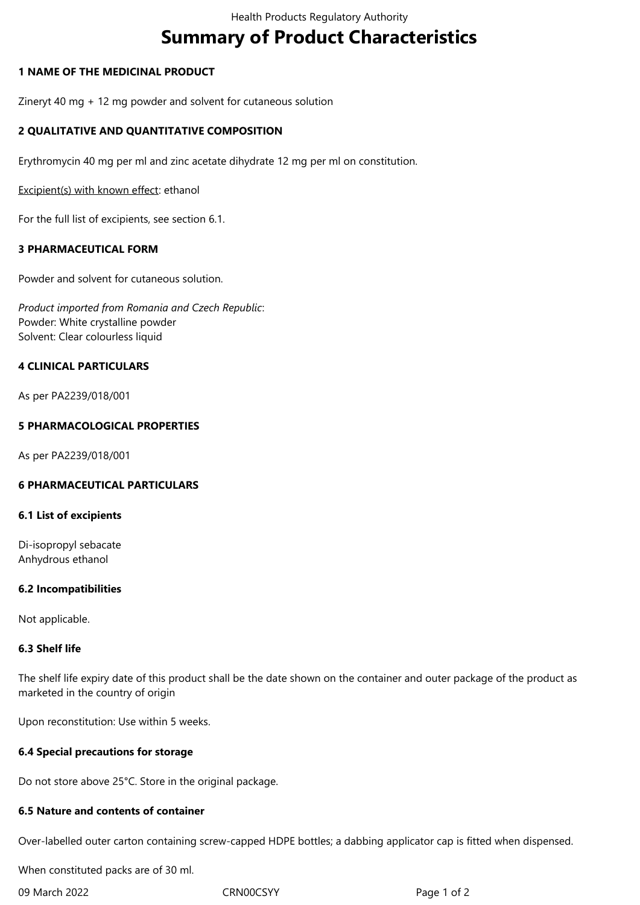# Summary of Product Characteristics

## 1 NAME OF THE MEDICINAL PRODUCT

Zineryt 40 mg + 12 mg powder and solvent for cutaneous solution

## 2 QUALITATIVE AND QUANTITATIVE COMPOSITION

Erythromycin 40 mg per ml and zinc acetate dihydrate 12 mg per ml on constitution.

Excipient(s) with known effect: ethanol

For the full list of excipients, see section 6.1.

## 3 PHARMACEUTICAL FORM

Powder and solvent for cutaneous solution.

*Product imported from Romania and Czech Republic*:
Powder: White crystalline powder
Solvent: Clear colourless liquid

## 4 CLINICAL PARTICULARS

As per PA2239/018/001

## 5 PHARMACOLOGICAL PROPERTIES

As per PA2239/018/001

## 6 PHARMACEUTICAL PARTICULARS

### 6.1 List of excipients

Di-isopropyl sebacate
Anhydrous ethanol

### 6.2 Incompatibilities

Not applicable.

### 6.3 Shelf life

The shelf life expiry date of this product shall be the date shown on the container and outer package of the product as marketed in the country of origin

Upon reconstitution: Use within 5 weeks.

### 6.4 Special precautions for storage

Do not store above 25°C. Store in the original package.

### 6.5 Nature and contents of container

Over-labelled outer carton containing screw-capped HDPE bottles; a dabbing applicator cap is fitted when dispensed.

When constituted packs are of 30 ml.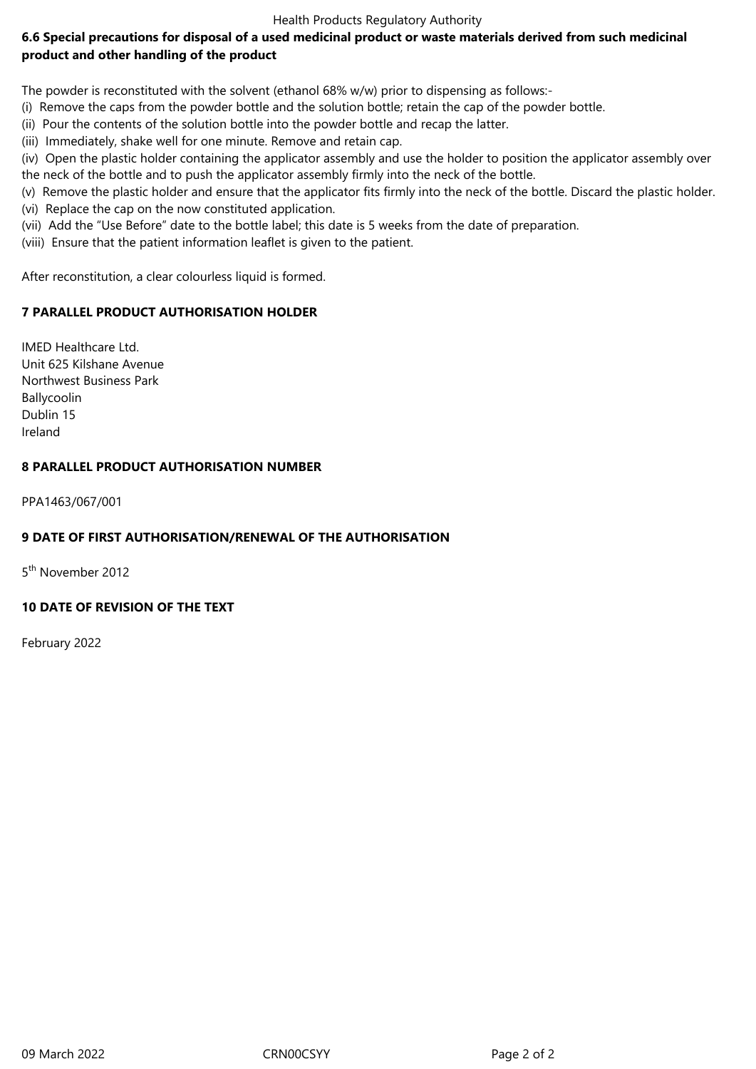**6.6 Special precautions for disposal of a used medicinal product or waste materials derived from such medicinal product and other handling of the product**

The powder is reconstituted with the solvent (ethanol 68% w/w) prior to dispensing as follows:-

(i) Remove the caps from the powder bottle and the solution bottle; retain the cap of the powder bottle.
(ii) Pour the contents of the solution bottle into the powder bottle and recap the latter.
(iii) Immediately, shake well for one minute. Remove and retain cap.
(iv) Open the plastic holder containing the applicator assembly and use the holder to position the applicator assembly over the neck of the bottle and to push the applicator assembly firmly into the neck of the bottle.
(v) Remove the plastic holder and ensure that the applicator fits firmly into the neck of the bottle. Discard the plastic holder.
(vi) Replace the cap on the now constituted application.
(vii) Add the "Use Before" date to the bottle label; this date is 5 weeks from the date of preparation.
(viii) Ensure that the patient information leaflet is given to the patient.

After reconstitution, a clear colourless liquid is formed.

**7 PARALLEL PRODUCT AUTHORISATION HOLDER**

IMED Healthcare Ltd.
Unit 625 Kilshane Avenue
Northwest Business Park
Ballycoolin
Dublin 15
Ireland

**8 PARALLEL PRODUCT AUTHORISATION NUMBER**

PPA1463/067/001

**9 DATE OF FIRST AUTHORISATION/RENEWAL OF THE AUTHORISATION**

5th November 2012

**10 DATE OF REVISION OF THE TEXT**

February 2022